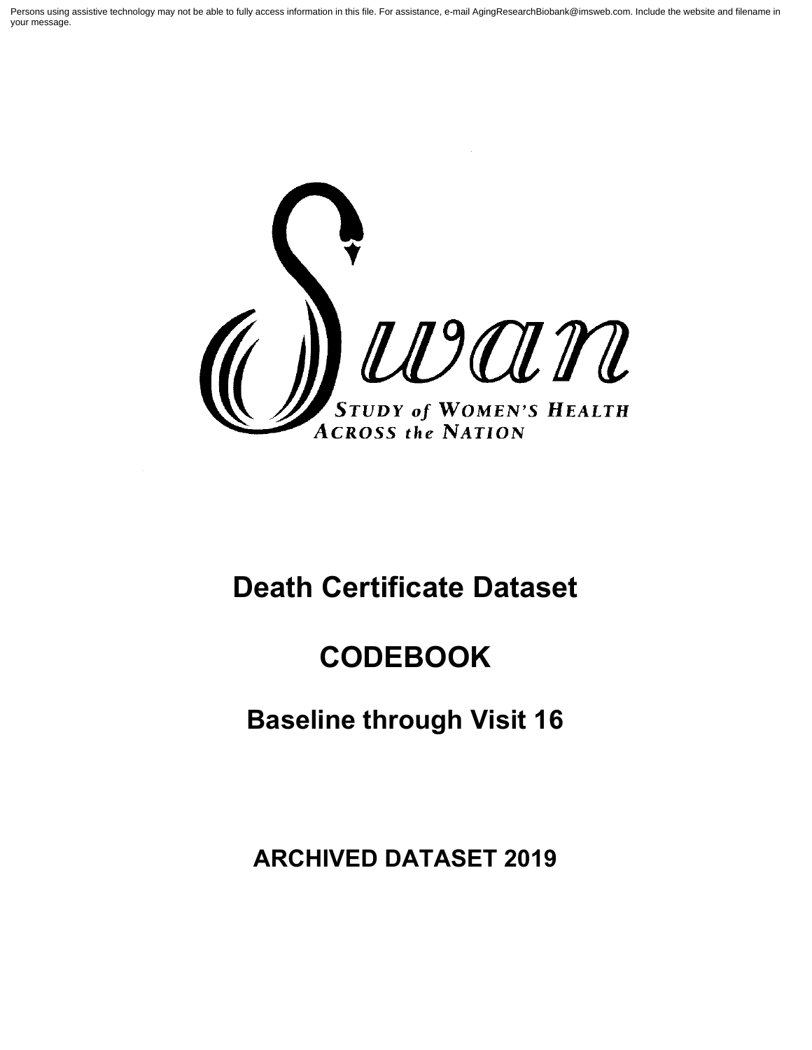Persons using assistive technology may not be able to fully access information in this file. For assistance, e-mail AgingResearchBiobank@imsweb.com. Include the website and filename in your message.

Swan

STUDY of WOMEN'S HEALTH ACROSS the NATION

# Death Certificate Dataset

# CODEBOOK

## Baseline through Visit 16

### ARCHIVED DATASET 2019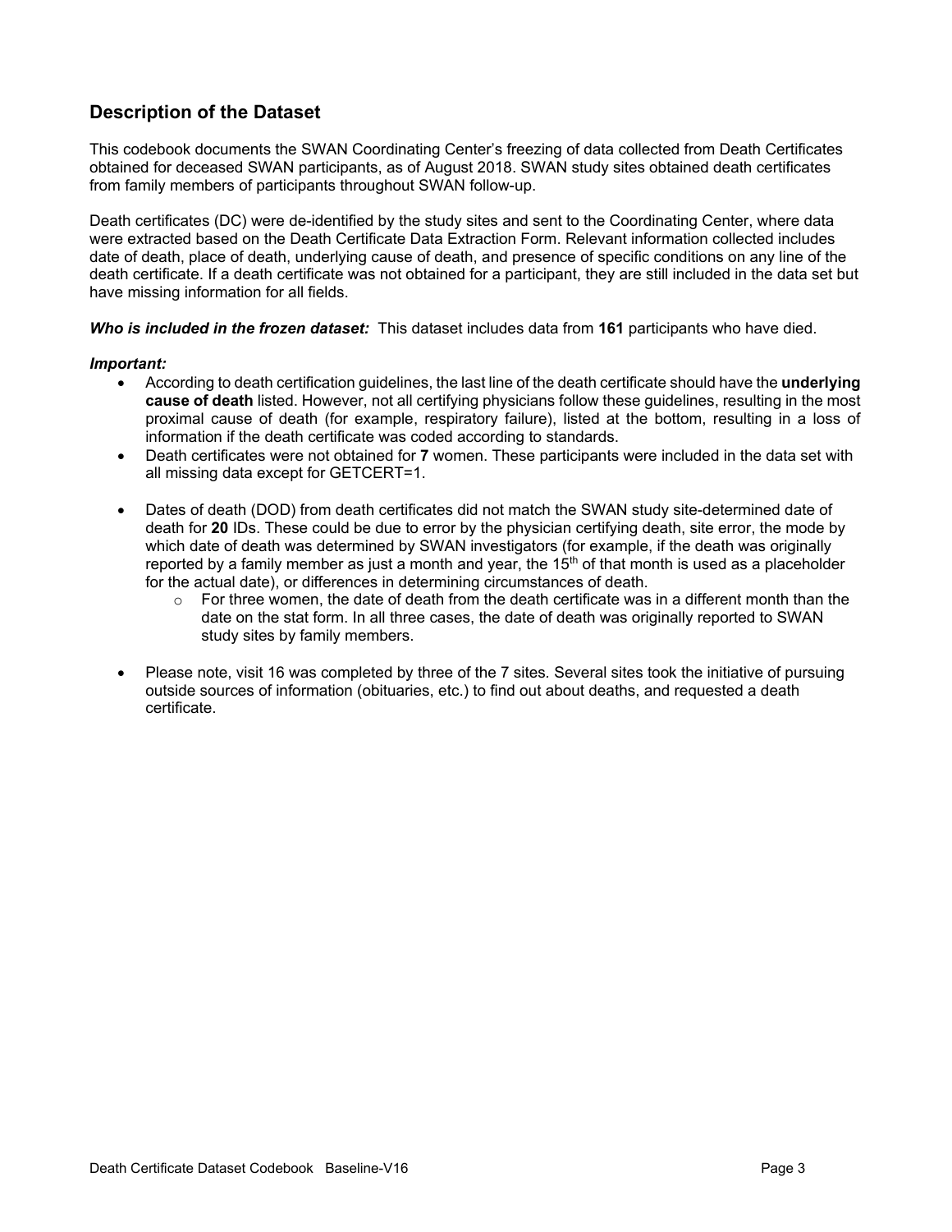## Description of the Dataset

This codebook documents the SWAN Coordinating Center's freezing of data collected from Death Certificates obtained for deceased SWAN participants, as of August 2018. SWAN study sites obtained death certificates from family members of participants throughout SWAN follow-up.

Death certificates (DC) were de-identified by the study sites and sent to the Coordinating Center, where data were extracted based on the Death Certificate Data Extraction Form. Relevant information collected includes date of death, place of death, underlying cause of death, and presence of specific conditions on any line of the death certificate. If a death certificate was not obtained for a participant, they are still included in the data set but have missing information for all fields.

***Who is included in the frozen dataset:*** This dataset includes data from **161** participants who have died.

***Important:***

- According to death certification guidelines, the last line of the death certificate should have the **underlying cause of death** listed. However, not all certifying physicians follow these guidelines, resulting in the most proximal cause of death (for example, respiratory failure), listed at the bottom, resulting in a loss of information if the death certificate was coded according to standards.
- Death certificates were not obtained for **7** women. These participants were included in the data set with all missing data except for GETCERT=1.
- Dates of death (DOD) from death certificates did not match the SWAN study site-determined date of death for **20** IDs. These could be due to error by the physician certifying death, site error, the mode by which date of death was determined by SWAN investigators (for example, if the death was originally reported by a family member as just a month and year, the 15th of that month is used as a placeholder for the actual date), or differences in determining circumstances of death.
  - For three women, the date of death from the death certificate was in a different month than the date on the stat form. In all three cases, the date of death was originally reported to SWAN study sites by family members.
- Please note, visit 16 was completed by three of the 7 sites. Several sites took the initiative of pursuing outside sources of information (obituaries, etc.) to find out about deaths, and requested a death certificate.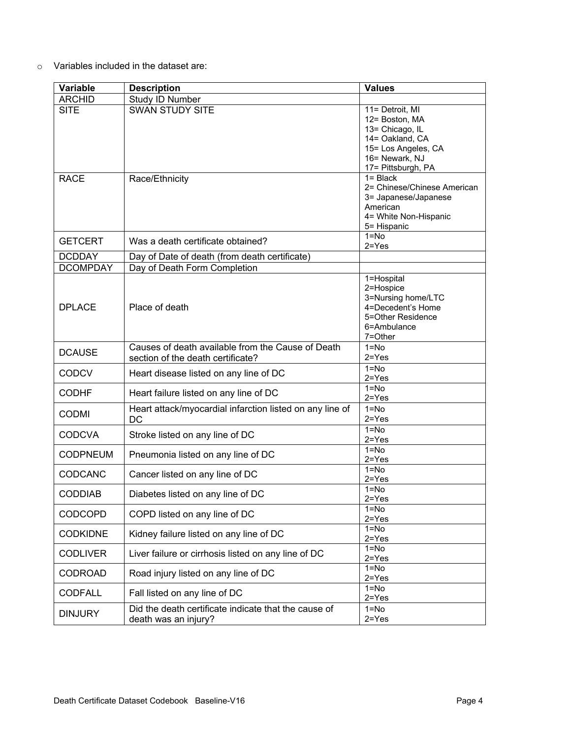- Variables included in the dataset are:

| Variable | Description | Values |
|---|---|---|
| ARCHID | Study ID Number | |
| SITE | SWAN STUDY SITE | 11= Detroit, MI<br>12= Boston, MA<br>13= Chicago, IL<br>14= Oakland, CA<br>15= Los Angeles, CA<br>16= Newark, NJ<br>17= Pittsburgh, PA |
| RACE | Race/Ethnicity | 1= Black<br>2= Chinese/Chinese American<br>3= Japanese/Japanese American<br>4= White Non-Hispanic<br>5= Hispanic |
| GETCERT | Was a death certificate obtained? | 1=No<br>2=Yes |
| DCDDAY | Day of Date of death (from death certificate) | |
| DCOMPDAY | Day of Death Form Completion | |
| DPLACE | Place of death | 1=Hospital<br>2=Hospice<br>3=Nursing home/LTC<br>4=Decedent's Home<br>5=Other Residence<br>6=Ambulance<br>7=Other |
| DCAUSE | Causes of death available from the Cause of Death section of the death certificate? | 1=No<br>2=Yes |
| CODCV | Heart disease listed on any line of DC | 1=No<br>2=Yes |
| CODHF | Heart failure listed on any line of DC | 1=No<br>2=Yes |
| CODMI | Heart attack/myocardial infarction listed on any line of DC | 1=No<br>2=Yes |
| CODCVA | Stroke listed on any line of DC | 1=No<br>2=Yes |
| CODPNEUM | Pneumonia listed on any line of DC | 1=No<br>2=Yes |
| CODCANC | Cancer listed on any line of DC | 1=No<br>2=Yes |
| CODDIAB | Diabetes listed on any line of DC | 1=No<br>2=Yes |
| CODCOPD | COPD listed on any line of DC | 1=No<br>2=Yes |
| CODKIDNE | Kidney failure listed on any line of DC | 1=No<br>2=Yes |
| CODLIVER | Liver failure or cirrhosis listed on any line of DC | 1=No<br>2=Yes |
| CODROAD | Road injury listed on any line of DC | 1=No<br>2=Yes |
| CODFALL | Fall listed on any line of DC | 1=No<br>2=Yes |
| DINJURY | Did the death certificate indicate that the cause of death was an injury? | 1=No<br>2=Yes |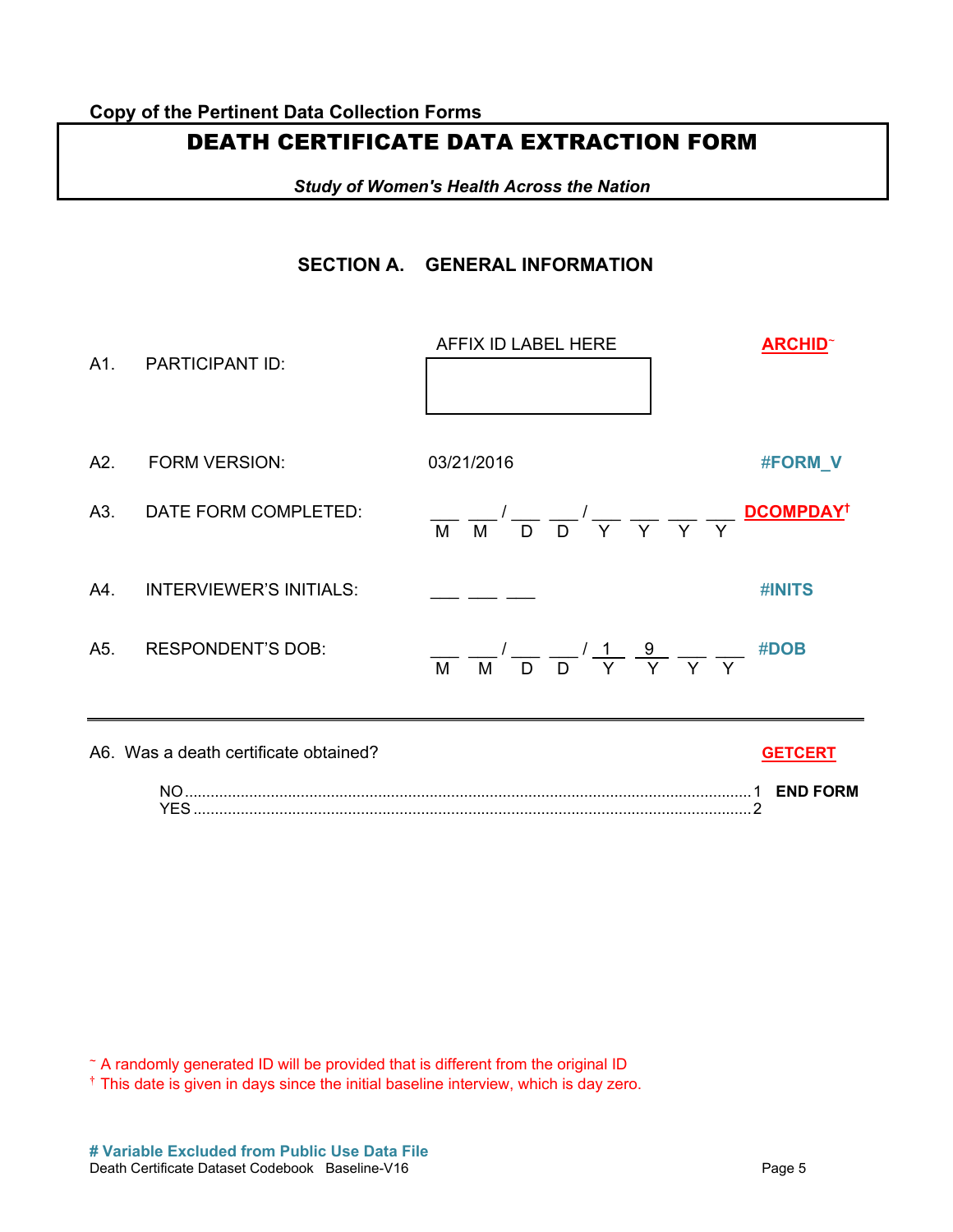Copy of the Pertinent Data Collection Forms

# DEATH CERTIFICATE DATA EXTRACTION FORM

***Study of Women's Health Across the Nation***

## SECTION A. GENERAL INFORMATION

| | | | |
|---|---|---|---|
| A1. | PARTICIPANT ID: | AFFIX ID LABEL HERE | ARCHID~ |
| A2. | FORM VERSION: | 03/21/2016 | #FORM_V |
| A3. | DATE FORM COMPLETED: | ___ ___ / ___ ___ / ___ ___ ___ ___ (M M D D Y Y Y Y) | DCOMPDAY[†] |
| A4. | INTERVIEWER'S INITIALS: | ___ ___ ___ | #INITS |
| A5. | RESPONDENT'S DOB: | ___ ___ / ___ ___ / 1 9 ___ ___ (M M D D Y Y Y Y) | #DOB |

---

A6. Was a death certificate obtained? **GETCERT**

NO ........................................................................................................ 1 **END FORM**
YES ...................................................................................................... 2

~ A randomly generated ID will be provided that is different from the original ID
[†] This date is given in days since the initial baseline interview, which is day zero.

**# Variable Excluded from Public Use Data File**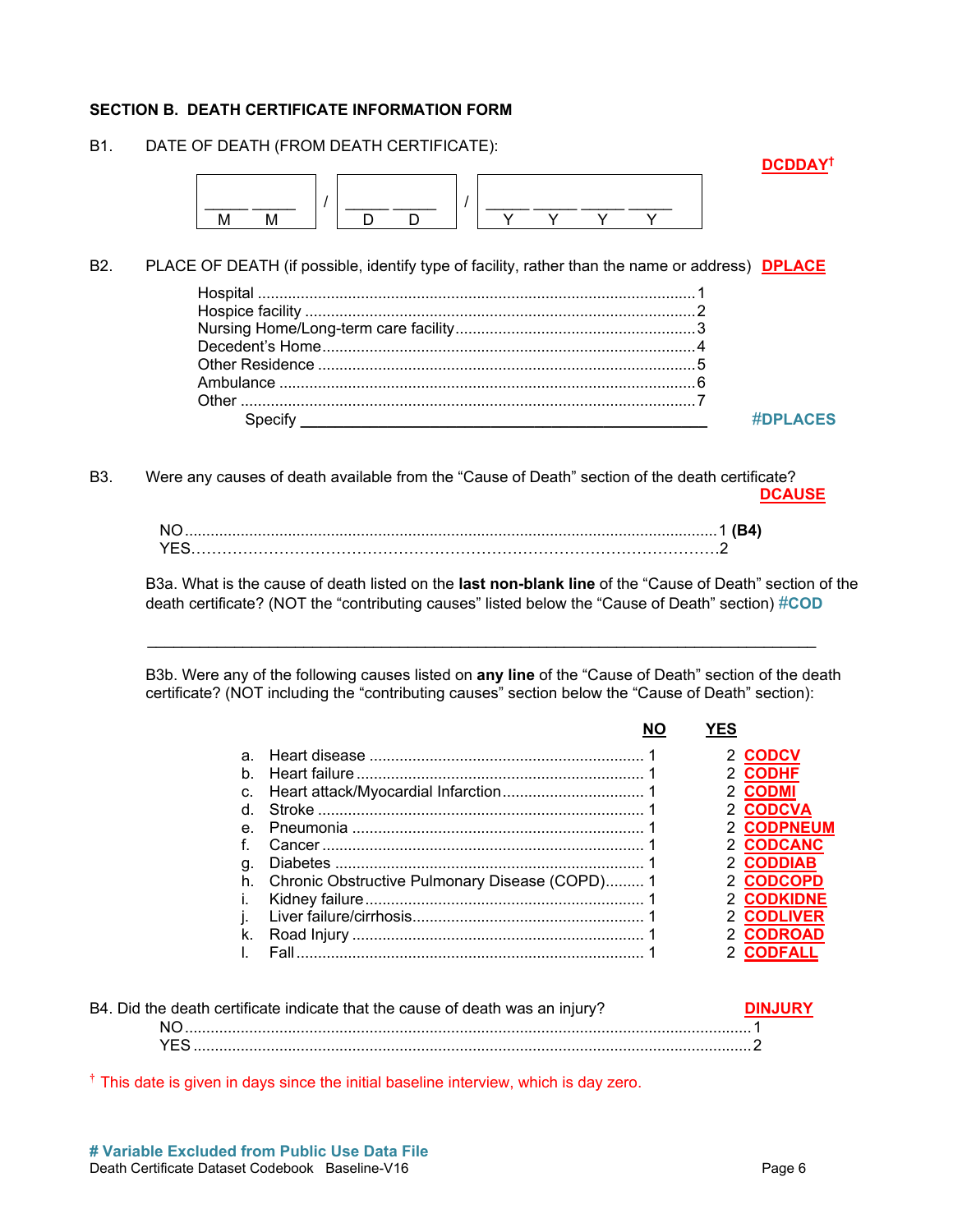## SECTION B. DEATH CERTIFICATE INFORMATION FORM

B1. DATE OF DEATH (FROM DEATH CERTIFICATE): **DCDDAY†**

| _____ _____ | / | _____ _____ | / | _____ _____ _____ _____ |
|---|---|---|---|---|
| M M | | D D | | Y Y Y Y |

B2. PLACE OF DEATH (if possible, identify type of facility, rather than the name or address) **DPLACE**

| | |
|---|---|
| Hospital | 1 |
| Hospice facility | 2 |
| Nursing Home/Long-term care facility | 3 |
| Decedent's Home | 4 |
| Other Residence | 5 |
| Ambulance | 6 |
| Other | 7 |

Specify ______________________________ **#DPLACES**

B3. Were any causes of death available from the "Cause of Death" section of the death certificate? **DCAUSE**

| | |
|---|---|
| NO | 1 **(B4)** |
| YES | 2 |

B3a. What is the cause of death listed on the **last non-blank line** of the "Cause of Death" section of the death certificate? (NOT the "contributing causes" listed below the "Cause of Death" section) **#COD**

_____________________________________________________________________________

B3b. Were any of the following causes listed on **any line** of the "Cause of Death" section of the death certificate? (NOT including the "contributing causes" section below the "Cause of Death" section):

| | | **NO** | **YES** | |
|---|---|---|---|---|
| a. | Heart disease | 1 | 2 | **CODCV** |
| b. | Heart failure | 1 | 2 | **CODHF** |
| c. | Heart attack/Myocardial Infarction | 1 | 2 | **CODMI** |
| d. | Stroke | 1 | 2 | **CODCVA** |
| e. | Pneumonia | 1 | 2 | **CODPNEUM** |
| f. | Cancer | 1 | 2 | **CODCANC** |
| g. | Diabetes | 1 | 2 | **CODDIAB** |
| h. | Chronic Obstructive Pulmonary Disease (COPD) | 1 | 2 | **CODCOPD** |
| i. | Kidney failure | 1 | 2 | **CODKIDNE** |
| j. | Liver failure/cirrhosis | 1 | 2 | **CODLIVER** |
| k. | Road Injury | 1 | 2 | **CODROAD** |
| l. | Fall | 1 | 2 | **CODFALL** |

B4. Did the death certificate indicate that the cause of death was an injury? **DINJURY**

| | |
|---|---|
| NO | 1 |
| YES | 2 |

† This date is given in days since the initial baseline interview, which is day zero.

**# Variable Excluded from Public Use Data File**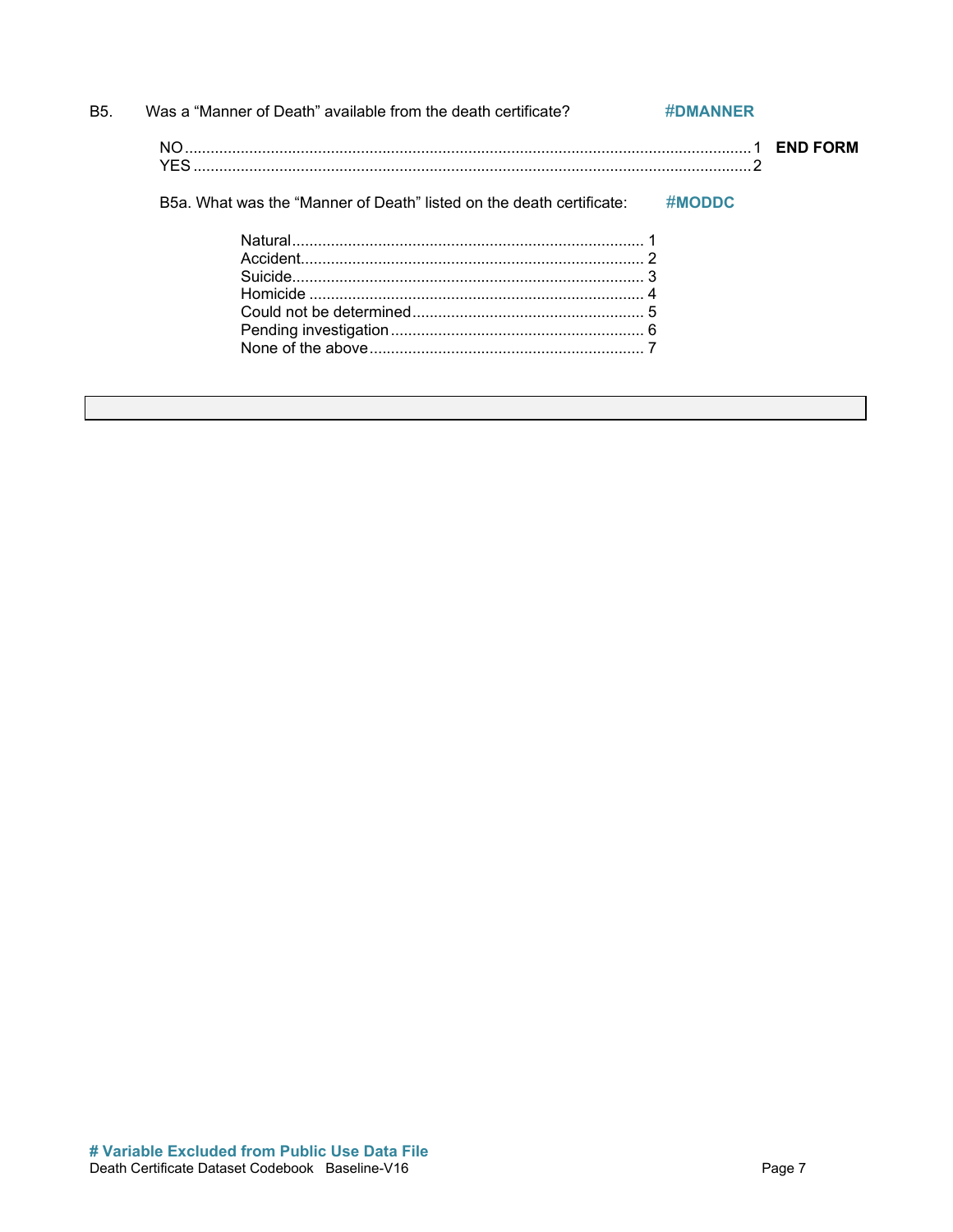B5. Was a "Manner of Death" available from the death certificate? #DMANNER

NO........................................................................................................................1 **END FORM**
YES......................................................................................................................2

B5a. What was the "Manner of Death" listed on the death certificate: #MODDC

Natural................................................................................. 1
Accident............................................................................... 2
Suicide................................................................................. 3
Homicide ............................................................................. 4
Could not be determined..................................................... 5
Pending investigation.......................................................... 6
None of the above............................................................... 7

**# Variable Excluded from Public Use Data File**
Death Certificate Dataset Codebook Baseline-V16